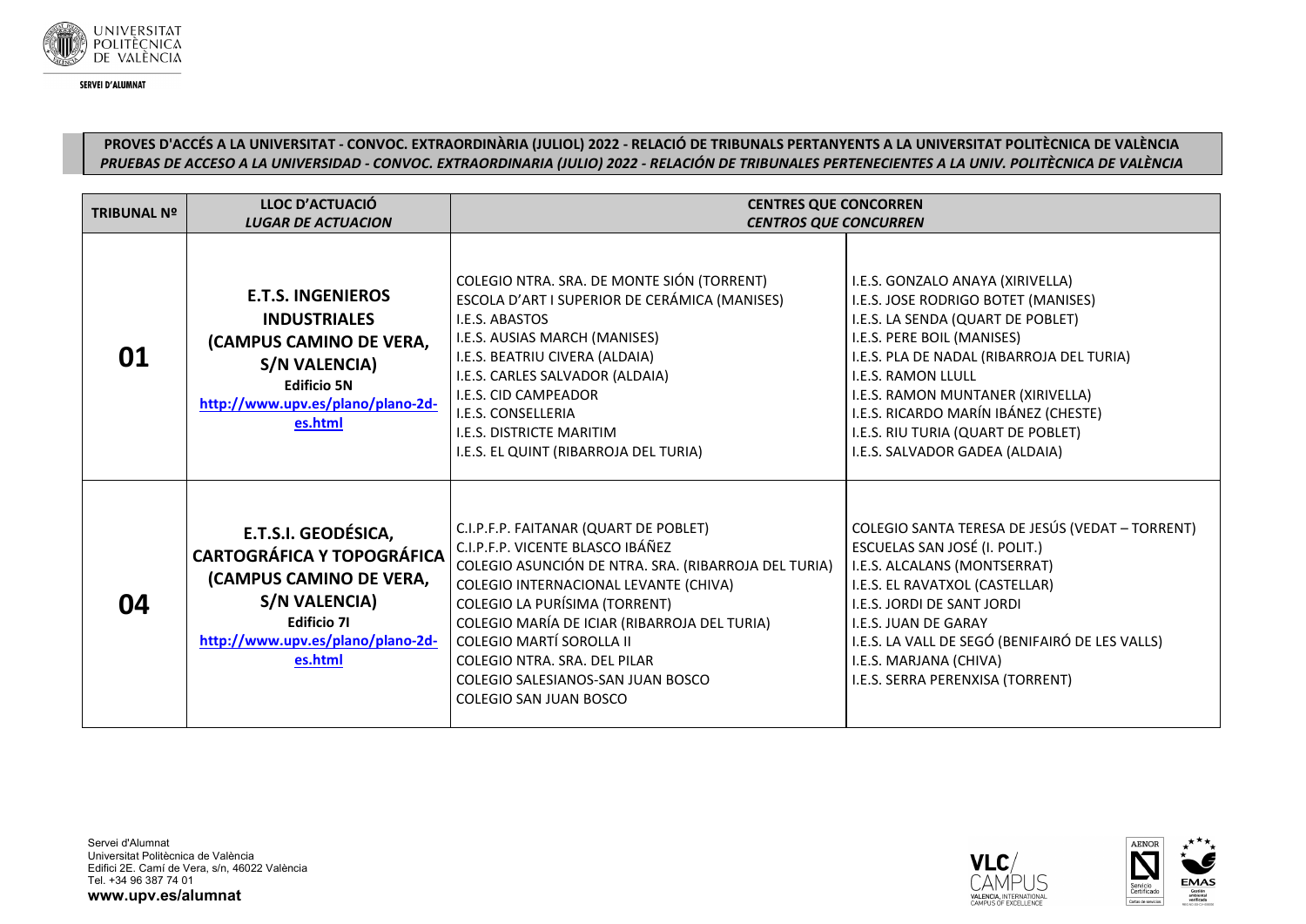SERVEI D'ALUMNAT

**PROVES D'ACCÉS A LA UNIVERSITAT - CONVOC. EXTRAORDINÀRIA (JULIOL) 2022 - RELACIÓ DE TRIBUNALS PERTANYENTS A LA UNIVERSITAT POLITÈCNICA DE VALÈNCIA**
***PRUEBAS DE ACCESO A LA UNIVERSIDAD - CONVOC. EXTRAORDINARIA (JULIO) 2022 - RELACIÓN DE TRIBUNALES PERTENECIENTES A LA UNIV. POLITÈCNICA DE VALÈNCIA***

| TRIBUNAL Nº | LLOC D'ACTUACIÓ *LUGAR DE ACTUACION* | CENTRES QUE CONCORREN *CENTROS QUE CONCURREN* | |
|---|---|---|---|
| **01** | **E.T.S. INGENIEROS INDUSTRIALES (CAMPUS CAMINO DE VERA, S/N VALENCIA)** **Edificio 5N** [http://www.upv.es/plano/plano-2d-es.html](http://www.upv.es/plano/plano-2d-es.html) | COLEGIO NTRA. SRA. DE MONTE SIÓN (TORRENT)<br>ESCOLA D'ART I SUPERIOR DE CERÁMICA (MANISES)<br>I.E.S. ABASTOS<br>I.E.S. AUSIAS MARCH (MANISES)<br>I.E.S. BEATRIU CIVERA (ALDAIA)<br>I.E.S. CARLES SALVADOR (ALDAIA)<br>I.E.S. CID CAMPEADOR<br>I.E.S. CONSELLERIA<br>I.E.S. DISTRICTE MARITIM<br>I.E.S. EL QUINT (RIBARROJA DEL TURIA) | I.E.S. GONZALO ANAYA (XIRIVELLA)<br>I.E.S. JOSE RODRIGO BOTET (MANISES)<br>I.E.S. LA SENDA (QUART DE POBLET)<br>I.E.S. PERE BOIL (MANISES)<br>I.E.S. PLA DE NADAL (RIBARROJA DEL TURIA)<br>I.E.S. RAMON LLULL<br>I.E.S. RAMON MUNTANER (XIRIVELLA)<br>I.E.S. RICARDO MARÍN IBÁNEZ (CHESTE)<br>I.E.S. RIU TURIA (QUART DE POBLET)<br>I.E.S. SALVADOR GADEA (ALDAIA) |
| **04** | **E.T.S.I. GEODÉSICA, CARTOGRÁFICA Y TOPOGRÁFICA (CAMPUS CAMINO DE VERA, S/N VALENCIA)** **Edificio 7I** [http://www.upv.es/plano/plano-2d-es.html](http://www.upv.es/plano/plano-2d-es.html) | C.I.P.F.P. FAITANAR (QUART DE POBLET)<br>C.I.P.F.P. VICENTE BLASCO IBÁÑEZ<br>COLEGIO ASUNCIÓN DE NTRA. SRA. (RIBARROJA DEL TURIA)<br>COLEGIO INTERNACIONAL LEVANTE (CHIVA)<br>COLEGIO LA PURÍSIMA (TORRENT)<br>COLEGIO MARÍA DE ICIAR (RIBARROJA DEL TURIA)<br>COLEGIO MARTÍ SOROLLA II<br>COLEGIO NTRA. SRA. DEL PILAR<br>COLEGIO SALESIANOS-SAN JUAN BOSCO<br>COLEGIO SAN JUAN BOSCO | COLEGIO SANTA TERESA DE JESÚS (VEDAT – TORRENT)<br>ESCUELAS SAN JOSÉ (I. POLIT.)<br>I.E.S. ALCALANS (MONTSERRAT)<br>I.E.S. EL RAVATXOL (CASTELLAR)<br>I.E.S. JORDI DE SANT JORDI<br>I.E.S. JUAN DE GARAY<br>I.E.S. LA VALL DE SEGÓ (BENIFAIRÓ DE LES VALLS)<br>I.E.S. MARJANA (CHIVA)<br>I.E.S. SERRA PERENXISA (TORRENT) |

Servei d'Alumnat
Universitat Politècnica de València
Edifici 2E. Camí de Vera, s/n, 46022 València
Tel. +34 96 387 74 01
**www.upv.es/alumnat**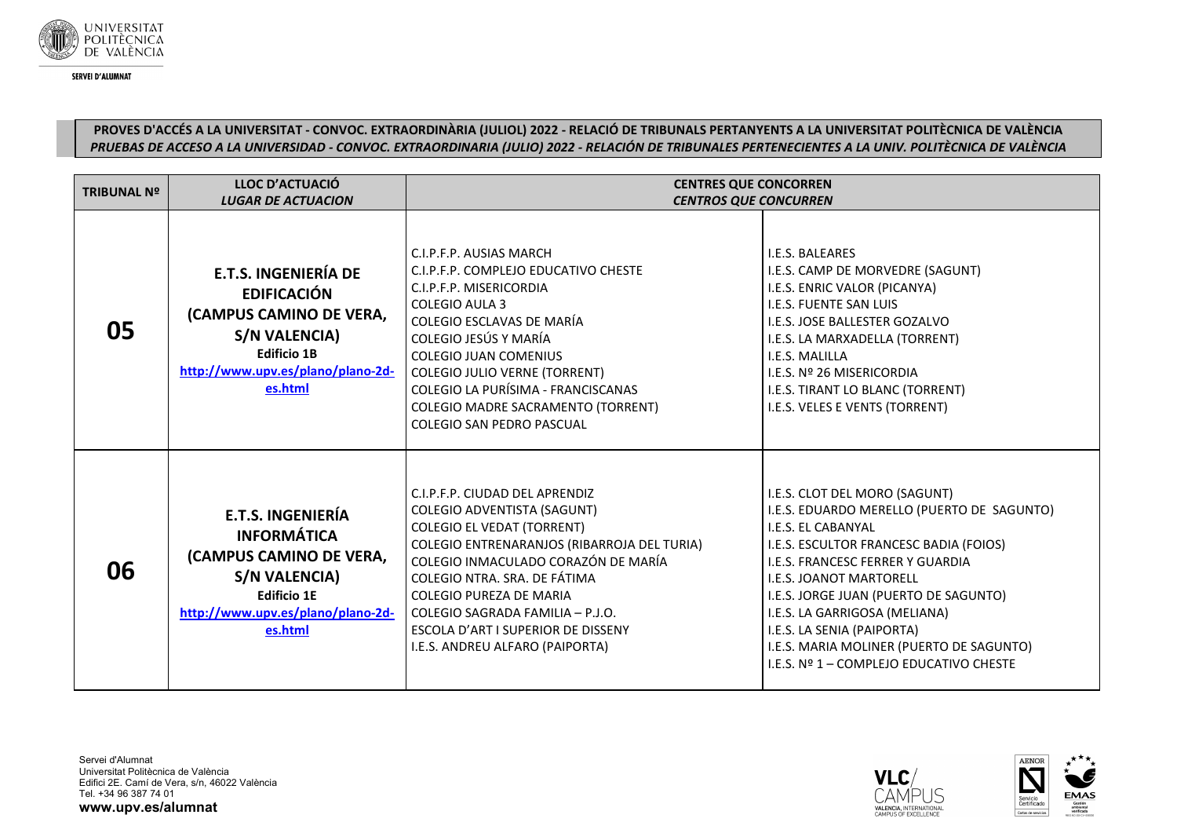**PROVES D'ACCÉS A LA UNIVERSITAT - CONVOC. EXTRAORDINÀRIA (JULIOL) 2022 - RELACIÓ DE TRIBUNALS PERTANYENTS A LA UNIVERSITAT POLITÈCNICA DE VALÈNCIA**
***PRUEBAS DE ACCESO A LA UNIVERSIDAD - CONVOC. EXTRAORDINARIA (JULIO) 2022 - RELACIÓN DE TRIBUNALES PERTENECIENTES A LA UNIV. POLITÈCNICA DE VALÈNCIA***

| TRIBUNAL Nº | LLOC D'ACTUACIÓ<br>*LUGAR DE ACTUACION* | CENTRES QUE CONCORREN<br>*CENTROS QUE CONCURREN* | |
|---|---|---|---|
| **05** | **E.T.S. INGENIERÍA DE EDIFICACIÓN (CAMPUS CAMINO DE VERA, S/N VALENCIA)**<br>**Edificio 1B**<br>**http://www.upv.es/plano/plano-2d-es.html** | C.I.P.F.P. AUSIAS MARCH<br>C.I.P.F.P. COMPLEJO EDUCATIVO CHESTE<br>C.I.P.F.P. MISERICORDIA<br>COLEGIO AULA 3<br>COLEGIO ESCLAVAS DE MARÍA<br>COLEGIO JESÚS Y MARÍA<br>COLEGIO JUAN COMENIUS<br>COLEGIO JULIO VERNE (TORRENT)<br>COLEGIO LA PURÍSIMA - FRANCISCANAS<br>COLEGIO MADRE SACRAMENTO (TORRENT)<br>COLEGIO SAN PEDRO PASCUAL | I.E.S. BALEARES<br>I.E.S. CAMP DE MORVEDRE (SAGUNT)<br>I.E.S. ENRIC VALOR (PICANYA)<br>I.E.S. FUENTE SAN LUIS<br>I.E.S. JOSE BALLESTER GOZALVO<br>I.E.S. LA MARXADELLA (TORRENT)<br>I.E.S. MALILLA<br>I.E.S. Nº 26 MISERICORDIA<br>I.E.S. TIRANT LO BLANC (TORRENT)<br>I.E.S. VELES E VENTS (TORRENT) |
| **06** | **E.T.S. INGENIERÍA INFORMÁTICA (CAMPUS CAMINO DE VERA, S/N VALENCIA)**<br>**Edificio 1E**<br>**http://www.upv.es/plano/plano-2d-es.html** | C.I.P.F.P. CIUDAD DEL APRENDIZ<br>COLEGIO ADVENTISTA (SAGUNT)<br>COLEGIO EL VEDAT (TORRENT)<br>COLEGIO ENTRENARANJOS (RIBARROJA DEL TURIA)<br>COLEGIO INMACULADO CORAZÓN DE MARÍA<br>COLEGIO NTRA. SRA. DE FÁTIMA<br>COLEGIO PUREZA DE MARIA<br>COLEGIO SAGRADA FAMILIA – P.J.O.<br>ESCOLA D'ART I SUPERIOR DE DISSENY<br>I.E.S. ANDREU ALFARO (PAIPORTA) | I.E.S. CLOT DEL MORO (SAGUNT)<br>I.E.S. EDUARDO MERELLO (PUERTO DE SAGUNTO)<br>I.E.S. EL CABANYAL<br>I.E.S. ESCULTOR FRANCESC BADIA (FOIOS)<br>I.E.S. FRANCESC FERRER Y GUARDIA<br>I.E.S. JOANOT MARTORELL<br>I.E.S. JORGE JUAN (PUERTO DE SAGUNTO)<br>I.E.S. LA GARRIGOSA (MELIANA)<br>I.E.S. LA SENIA (PAIPORTA)<br>I.E.S. MARIA MOLINER (PUERTO DE SAGUNTO)<br>I.E.S. Nº 1 – COMPLEJO EDUCATIVO CHESTE |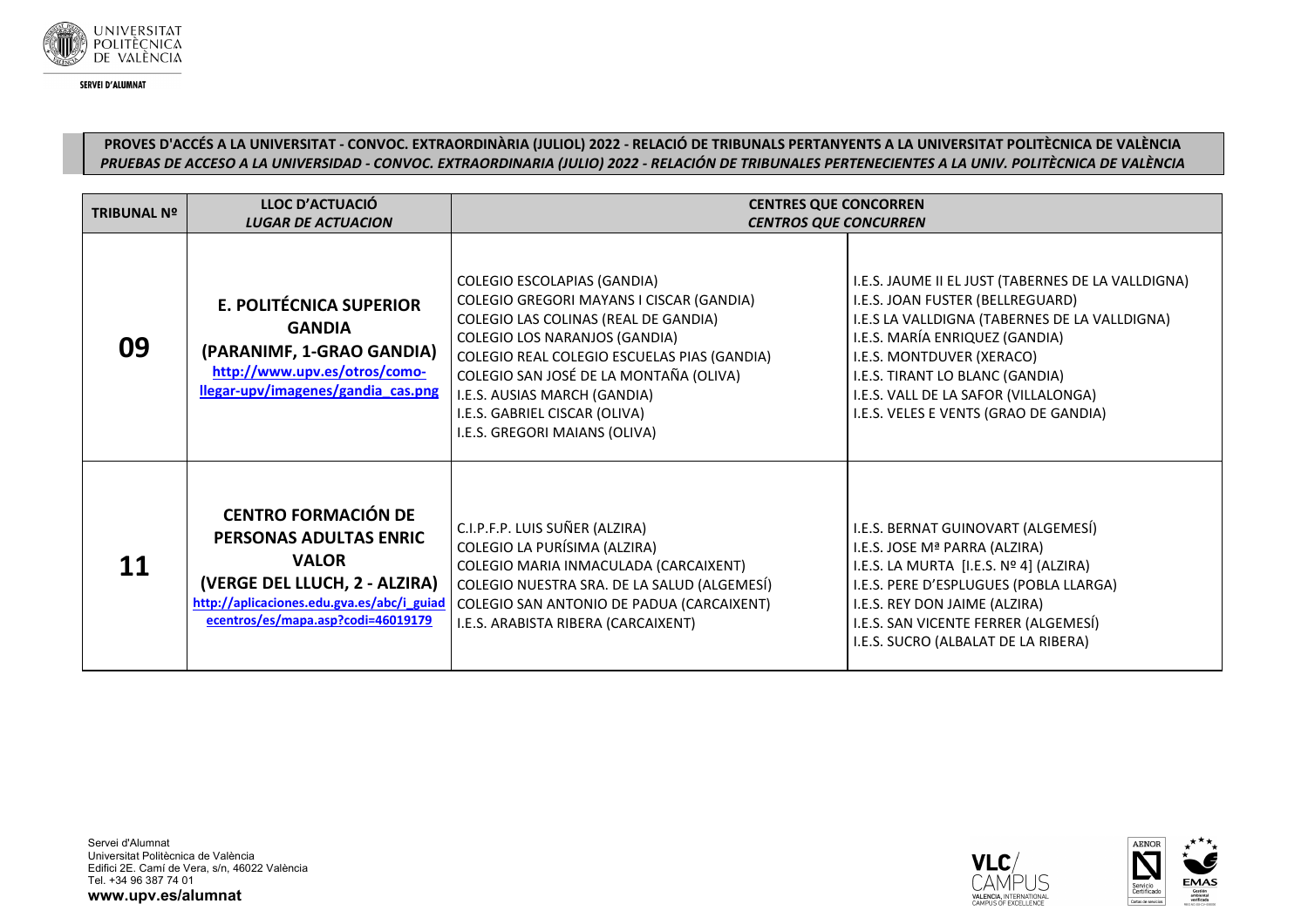**PROVES D'ACCÉS A LA UNIVERSITAT - CONVOC. EXTRAORDINÀRIA (JULIOL) 2022 - RELACIÓ DE TRIBUNALS PERTANYENTS A LA UNIVERSITAT POLITÈCNICA DE VALÈNCIA**
***PRUEBAS DE ACCESO A LA UNIVERSIDAD - CONVOC. EXTRAORDINARIA (JULIO) 2022 - RELACIÓN DE TRIBUNALES PERTENECIENTES A LA UNIV. POLITÈCNICA DE VALÈNCIA***

| TRIBUNAL Nº | LLOC D'ACTUACIÓ<br>*LUGAR DE ACTUACION* | CENTRES QUE CONCORREN<br>*CENTROS QUE CONCURREN* | |
|---|---|---|---|
| **09** | **E. POLITÉCNICA SUPERIOR GANDIA (PARANIMF, 1-GRAO GANDIA)**<br>http://www.upv.es/otros/como-llegar-upv/imagenes/gandia_cas.png | COLEGIO ESCOLAPIAS (GANDIA)<br>COLEGIO GREGORI MAYANS I CISCAR (GANDIA)<br>COLEGIO LAS COLINAS (REAL DE GANDIA)<br>COLEGIO LOS NARANJOS (GANDIA)<br>COLEGIO REAL COLEGIO ESCUELAS PIAS (GANDIA)<br>COLEGIO SAN JOSÉ DE LA MONTAÑA (OLIVA)<br>I.E.S. AUSIAS MARCH (GANDIA)<br>I.E.S. GABRIEL CISCAR (OLIVA)<br>I.E.S. GREGORI MAIANS (OLIVA) | I.E.S. JAUME II EL JUST (TABERNES DE LA VALLDIGNA)<br>I.E.S. JOAN FUSTER (BELLREGUARD)<br>I.E.S LA VALLDIGNA (TABERNES DE LA VALLDIGNA)<br>I.E.S. MARÍA ENRIQUEZ (GANDIA)<br>I.E.S. MONTDUVER (XERACO)<br>I.E.S. TIRANT LO BLANC (GANDIA)<br>I.E.S. VALL DE LA SAFOR (VILLALONGA)<br>I.E.S. VELES E VENTS (GRAO DE GANDIA) |
| **11** | **CENTRO FORMACIÓN DE PERSONAS ADULTAS ENRIC VALOR (VERGE DEL LLUCH, 2 - ALZIRA)**<br>http://aplicaciones.edu.gva.es/abc/i_guiadecentros/es/mapa.asp?codi=46019179 | C.I.P.F.P. LUIS SUÑER (ALZIRA)<br>COLEGIO LA PURÍSIMA (ALZIRA)<br>COLEGIO MARIA INMACULADA (CARCAIXENT)<br>COLEGIO NUESTRA SRA. DE LA SALUD (ALGEMESÍ)<br>COLEGIO SAN ANTONIO DE PADUA (CARCAIXENT)<br>I.E.S. ARABISTA RIBERA (CARCAIXENT) | I.E.S. BERNAT GUINOVART (ALGEMESÍ)<br>I.E.S. JOSE Mª PARRA (ALZIRA)<br>I.E.S. LA MURTA [I.E.S. Nº 4] (ALZIRA)<br>I.E.S. PERE D'ESPLUGUES (POBLA LLARGA)<br>I.E.S. REY DON JAIME (ALZIRA)<br>I.E.S. SAN VICENTE FERRER (ALGEMESÍ)<br>I.E.S. SUCRO (ALBALAT DE LA RIBERA) |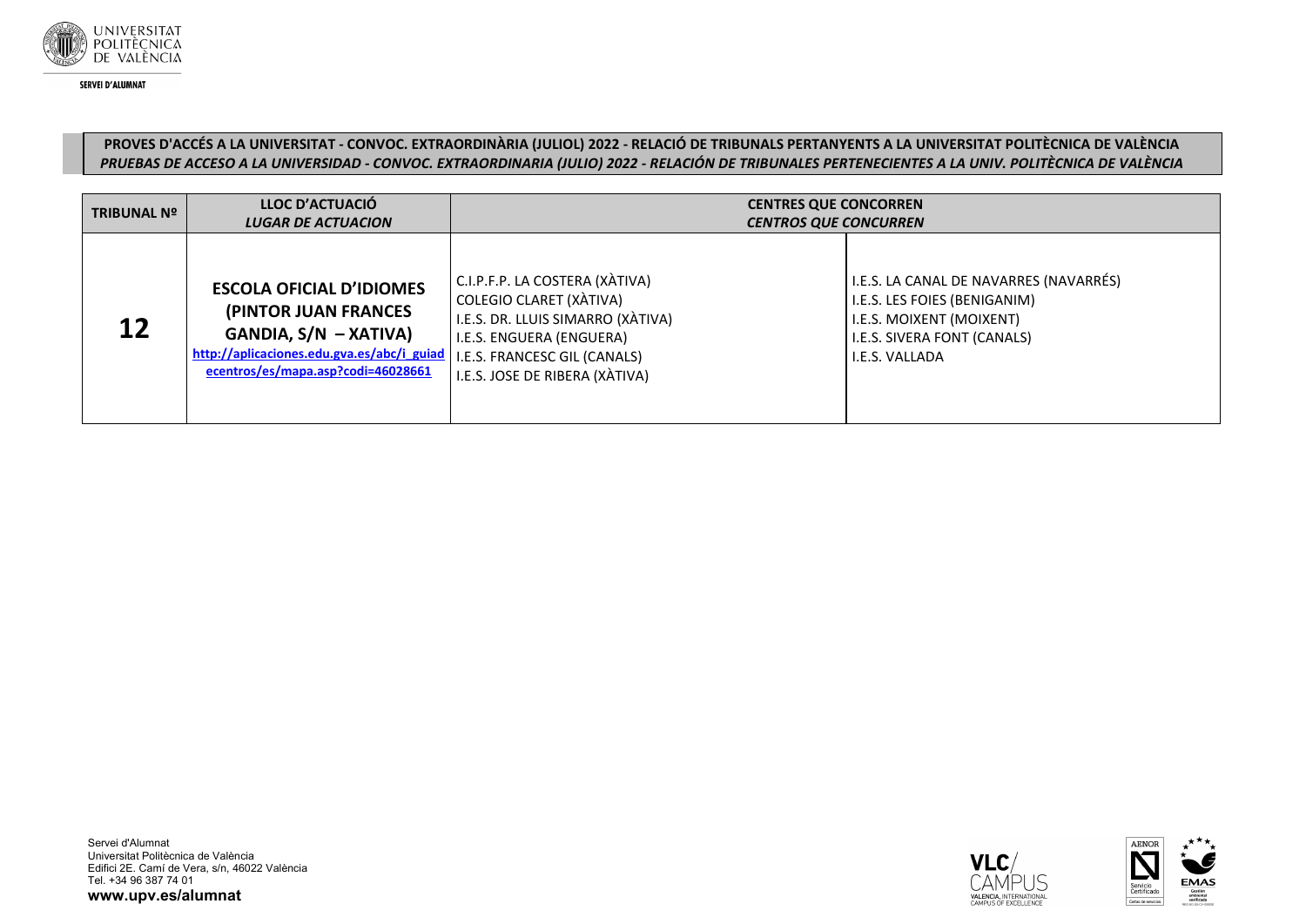**PROVES D'ACCÉS A LA UNIVERSITAT - CONVOC. EXTRAORDINÀRIA (JULIOL) 2022 - RELACIÓ DE TRIBUNALS PERTANYENTS A LA UNIVERSITAT POLITÈCNICA DE VALÈNCIA**

***PRUEBAS DE ACCESO A LA UNIVERSIDAD - CONVOC. EXTRAORDINARIA (JULIO) 2022 - RELACIÓN DE TRIBUNALES PERTENECIENTES A LA UNIV. POLITÈCNICA DE VALÈNCIA***

| TRIBUNAL Nº | LLOC D'ACTUACIÓ<br>*LUGAR DE ACTUACION* | CENTRES QUE CONCORREN<br>*CENTROS QUE CONCURREN* | |
|---|---|---|---|
| **12** | **ESCOLA OFICIAL D'IDIOMES (PINTOR JUAN FRANCES GANDIA, S/N – XATIVA)**<br>http://aplicaciones.edu.gva.es/abc/i_guiadecentros/es/mapa.asp?codi=46028661 | C.I.P.F.P. LA COSTERA (XÀTIVA)<br>COLEGIO CLARET (XÀTIVA)<br>I.E.S. DR. LLUIS SIMARRO (XÀTIVA)<br>I.E.S. ENGUERA (ENGUERA)<br>I.E.S. FRANCESC GIL (CANALS)<br>I.E.S. JOSE DE RIBERA (XÀTIVA) | I.E.S. LA CANAL DE NAVARRES (NAVARRÉS)<br>I.E.S. LES FOIES (BENIGANIM)<br>I.E.S. MOIXENT (MOIXENT)<br>I.E.S. SIVERA FONT (CANALS)<br>I.E.S. VALLADA |

Servei d'Alumnat
Universitat Politècnica de València
Edifici 2E. Camí de Vera, s/n, 46022 València
Tel. +34 96 387 74 01
**www.upv.es/alumnat**